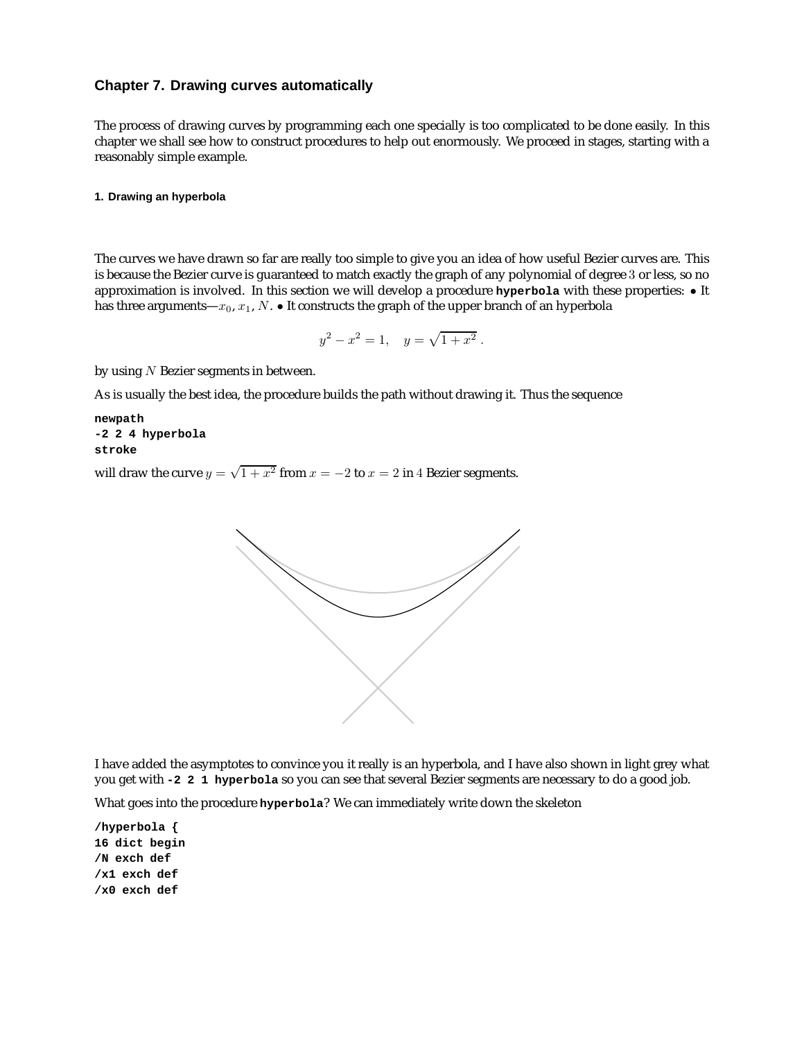## Chapter 7. Drawing curves automatically

The process of drawing curves by programming each one specially is too complicated to be done easily. In this chapter we shall see how to construct procedures to help out enormously. We proceed in stages, starting with a reasonably simple example.

### 1. Drawing an hyperbola

The curves we have drawn so far are really too simple to give you an idea of how useful Bezier curves are. This is because the Bezier curve is guaranteed to match exactly the graph of any polynomial of degree $3$ or less, so no approximation is involved. In this section we will develop a procedure **hyperbola** with these properties: • It has three arguments—$x_0$, $x_1$, $N$. • It constructs the graph of the upper branch of an hyperbola

$$y^2 - x^2 = 1, \quad y = \sqrt{1 + x^2}\,.$$

by using $N$ Bezier segments in between.

As is usually the best idea, the procedure builds the path without drawing it. Thus the sequence

```
newpath
-2 2 4 hyperbola
stroke
```

will draw the curve $y = \sqrt{1 + x^2}$ from $x = -2$ to $x = 2$ in $4$ Bezier segments.

I have added the asymptotes to convince you it really is an hyperbola, and I have also shown in light grey what you get with **-2 2 1 hyperbola** so you can see that several Bezier segments are necessary to do a good job.

What goes into the procedure **hyperbola**? We can immediately write down the skeleton

```
/hyperbola {
16 dict begin
/N exch def
/x1 exch def
/x0 exch def
```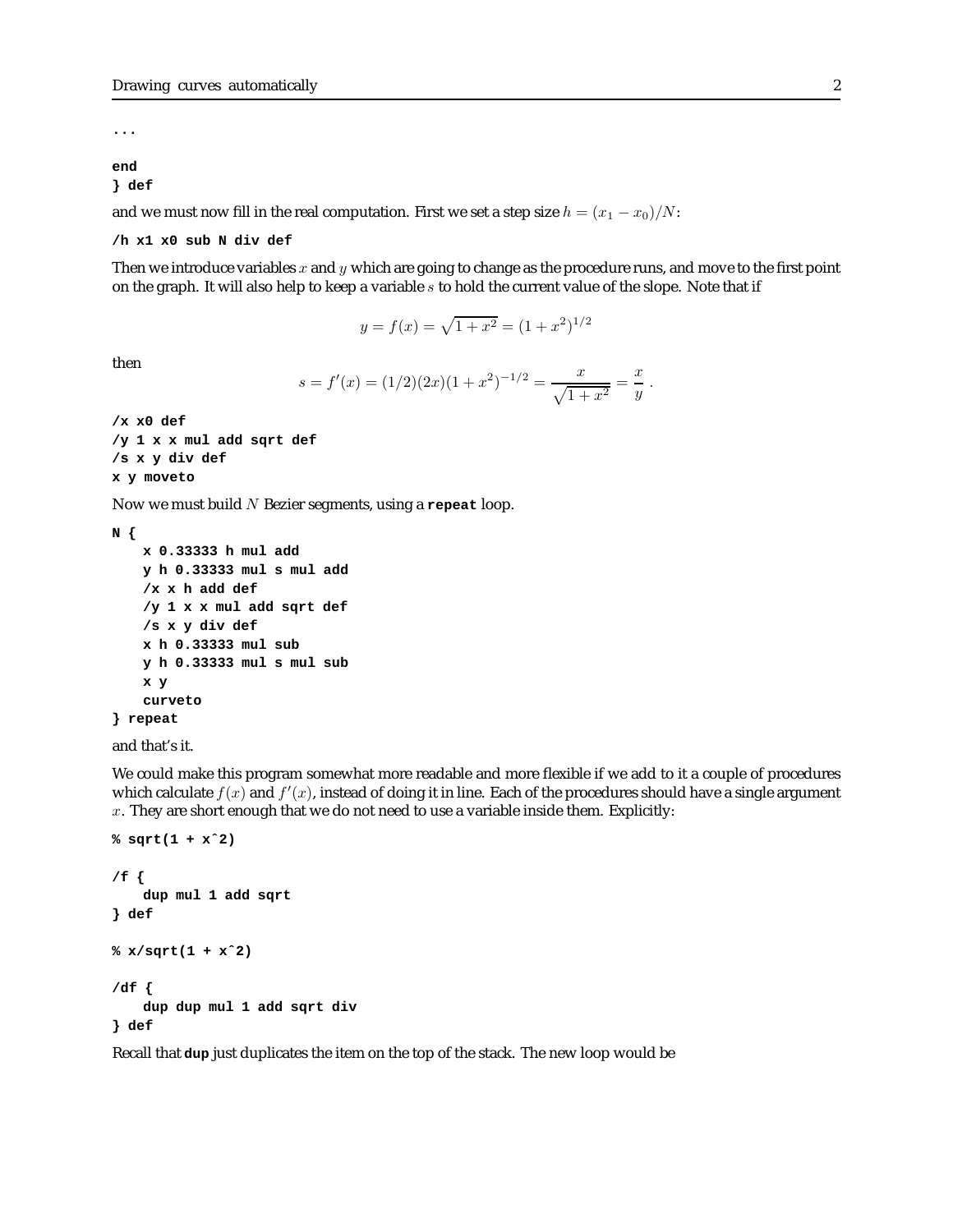```
...

end
} def
```

and we must now fill in the real computation. First we set a step size $h = (x_1 - x_0)/N$:

```
/h x1 x0 sub N div def
```

Then we introduce variables $x$ and $y$ which are going to change as the procedure runs, and move to the first point on the graph. It will also help to keep a variable $s$ to hold the current value of the slope. Note that if

$$y = f(x) = \sqrt{1 + x^2} = (1 + x^2)^{1/2}$$

then

$$s = f'(x) = (1/2)(2x)(1 + x^2)^{-1/2} = \frac{x}{\sqrt{1 + x^2}} = \frac{x}{y} .$$

```
/x x0 def
/y 1 x x mul add sqrt def
/s x y div def
x y moveto
```

Now we must build $N$ Bezier segments, using a **repeat** loop.

```
N {
    x 0.33333 h mul add
    y h 0.33333 mul s mul add
    /x x h add def
    /y 1 x x mul add sqrt def
    /s x y div def
    x h 0.33333 mul sub
    y h 0.33333 mul s mul sub
    x y
    curveto
} repeat
```

and that's it.

We could make this program somewhat more readable and more flexible if we add to it a couple of procedures which calculate $f(x)$ and $f'(x)$, instead of doing it in line. Each of the procedures should have a single argument $x$. They are short enough that we do not need to use a variable inside them. Explicitly:

```
% sqrt(1 + x^2)

/f {
    dup mul 1 add sqrt
} def

% x/sqrt(1 + x^2)

/df {
    dup dup mul 1 add sqrt div
} def
```

Recall that **dup** just duplicates the item on the top of the stack. The new loop would be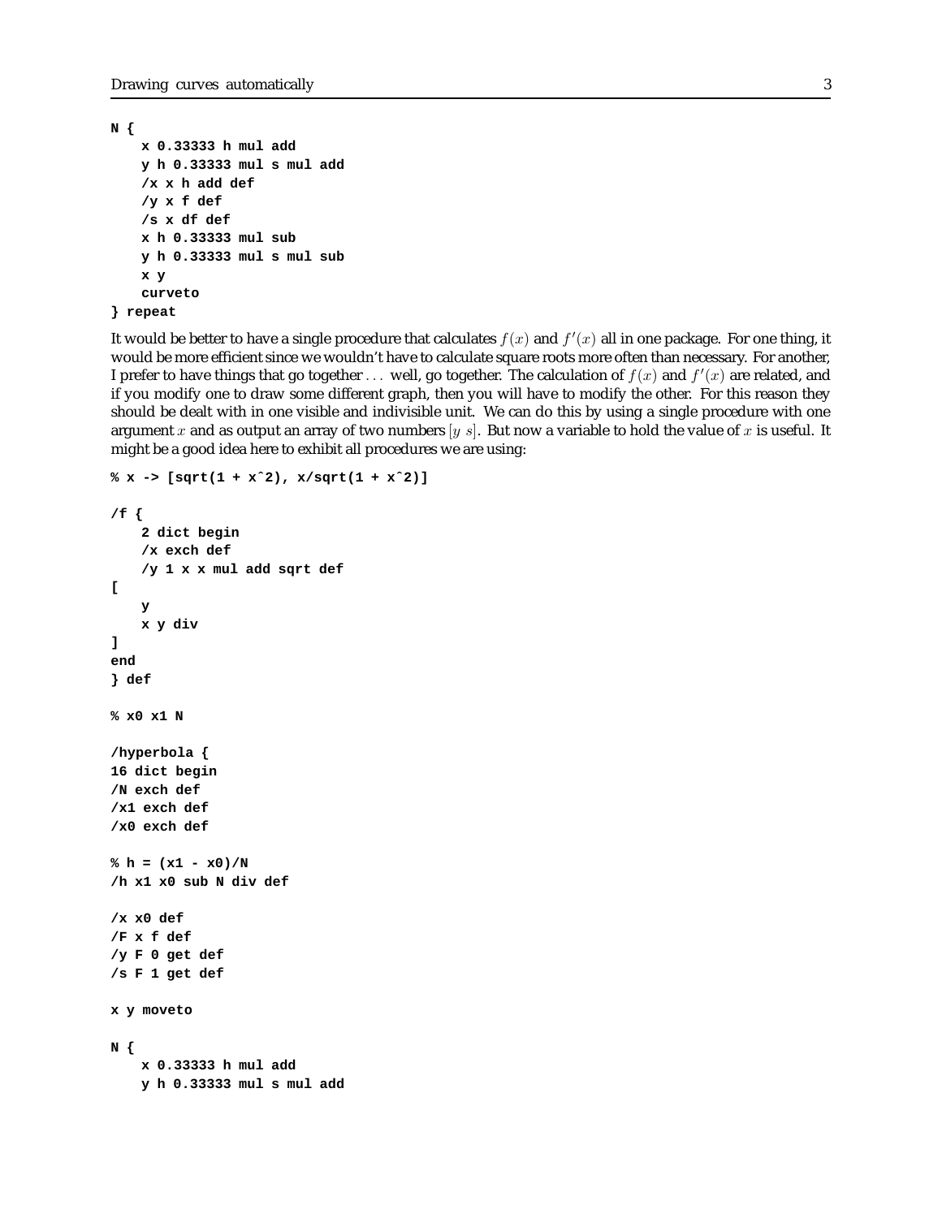```
N {
    x 0.33333 h mul add
    y h 0.33333 mul s mul add
    /x x h add def
    /y x f def
    /s x df def
    x h 0.33333 mul sub
    y h 0.33333 mul s mul sub
    x y
    curveto
} repeat
```

It would be better to have a single procedure that calculates $f(x)$ and $f'(x)$ all in one package. For one thing, it would be more efficient since we wouldn't have to calculate square roots more often than necessary. For another, I prefer to have things that go together ... well, go together. The calculation of $f(x)$ and $f'(x)$ are related, and if you modify one to draw some different graph, then you will have to modify the other. For this reason they should be dealt with in one visible and indivisible unit. We can do this by using a single procedure with one argument $x$ and as output an array of two numbers $[y\ s]$. But now a variable to hold the value of $x$ is useful. It might be a good idea here to exhibit all procedures we are using:

```
% x -> [sqrt(1 + x^2), x/sqrt(1 + x^2)]

/f {
    2 dict begin
    /x exch def
    /y 1 x x mul add sqrt def
[
    y
    x y div
]
end
} def

% x0 x1 N

/hyperbola {
16 dict begin
/N exch def
/x1 exch def
/x0 exch def

% h = (x1 - x0)/N
/h x1 x0 sub N div def

/x x0 def
/F x f def
/y F 0 get def
/s F 1 get def

x y moveto

N {
    x 0.33333 h mul add
    y h 0.33333 mul s mul add
```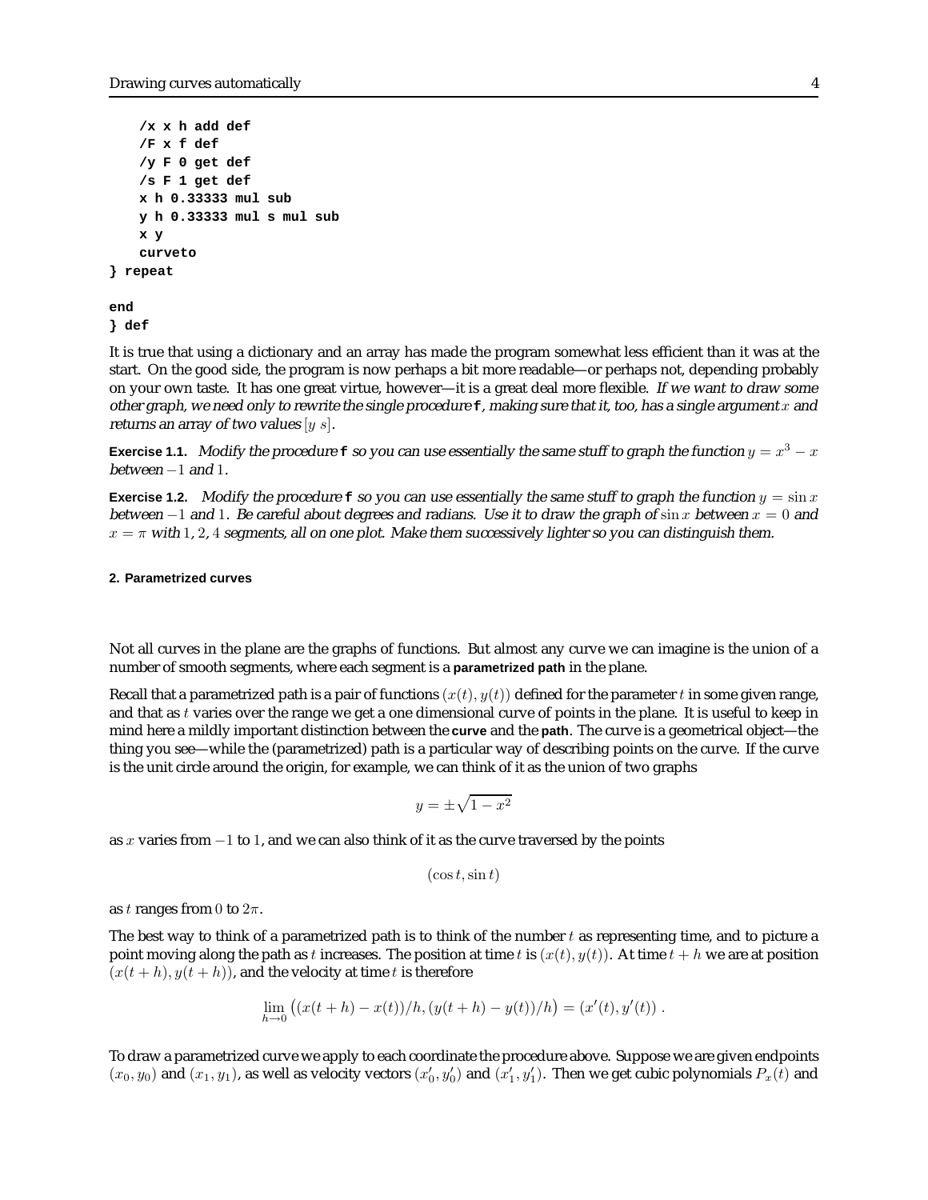```
    /x x h add def
    /F x f def
    /y F 0 get def
    /s F 1 get def
    x h 0.33333 mul sub
    y h 0.33333 mul s mul sub
    x y
    curveto
} repeat

end
} def
```

It is true that using a dictionary and an array has made the program somewhat less efficient than it was at the start. On the good side, the program is now perhaps a bit more readable—or perhaps not, depending probably on your own taste. It has one great virtue, however—it is a great deal more flexible. *If we want to draw some other graph, we need only to rewrite the single procedure* **f**, *making sure that it, too, has a single argument* $x$ *and returns an array of two values* $[y\ s]$.

**Exercise 1.1.** *Modify the procedure* **f** *so you can use essentially the same stuff to graph the function* $y = x^3 - x$ *between* $-1$ *and* $1$.

**Exercise 1.2.** *Modify the procedure* **f** *so you can use essentially the same stuff to graph the function* $y = \sin x$ *between* $-1$ *and* $1$. *Be careful about degrees and radians. Use it to draw the graph of* $\sin x$ *between* $x = 0$ *and* $x = \pi$ *with* $1, 2, 4$ *segments, all on one plot. Make them successively lighter so you can distinguish them.*

## 2. Parametrized curves

Not all curves in the plane are the graphs of functions. But almost any curve we can imagine is the union of a number of smooth segments, where each segment is a **parametrized path** in the plane.

Recall that a parametrized path is a pair of functions $(x(t), y(t))$ defined for the parameter $t$ in some given range, and that as $t$ varies over the range we get a one dimensional curve of points in the plane. It is useful to keep in mind here a mildly important distinction between the **curve** and the **path**. The curve is a geometrical object—the thing you see—while the (parametrized) path is a particular way of describing points on the curve. If the curve is the unit circle around the origin, for example, we can think of it as the union of two graphs

$$y = \pm\sqrt{1 - x^2}$$

as $x$ varies from $-1$ to $1$, and we can also think of it as the curve traversed by the points

$$(\cos t, \sin t)$$

as $t$ ranges from $0$ to $2\pi$.

The best way to think of a parametrized path is to think of the number $t$ as representing time, and to picture a point moving along the path as $t$ increases. The position at time $t$ is $(x(t), y(t))$. At time $t + h$ we are at position $(x(t + h), y(t + h))$, and the velocity at time $t$ is therefore

$$\lim_{h \to 0} \big((x(t + h) - x(t))/h, (y(t + h) - y(t))/h\big) = (x'(t), y'(t)) .$$

To draw a parametrized curve we apply to each coordinate the procedure above. Suppose we are given endpoints $(x_0, y_0)$ and $(x_1, y_1)$, as well as velocity vectors $(x_0', y_0')$ and $(x_1', y_1')$. Then we get cubic polynomials $P_x(t)$ and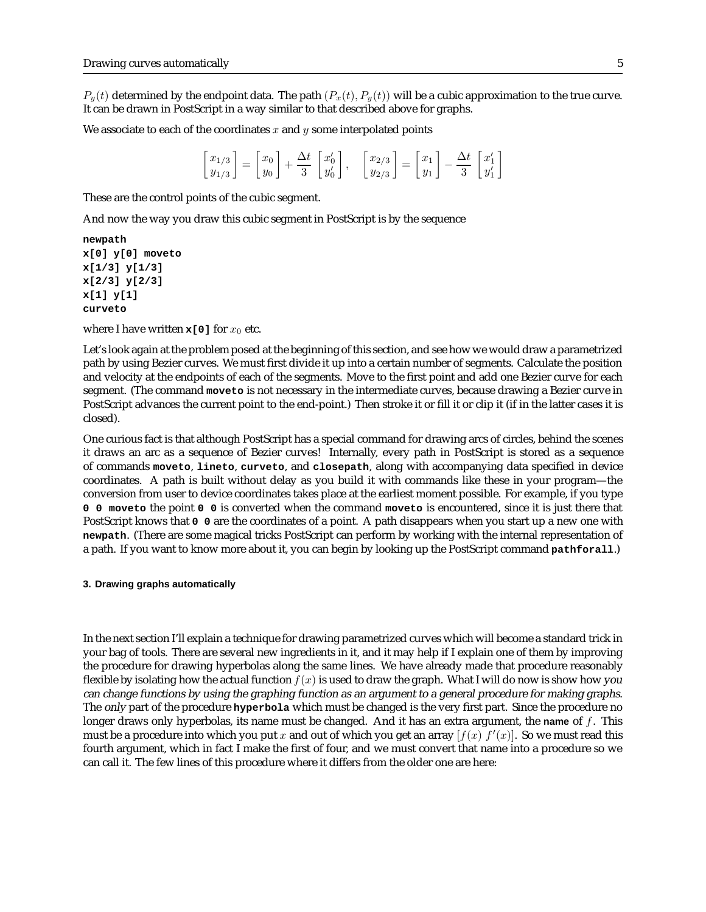$P_y(t)$ determined by the endpoint data. The path $(P_x(t), P_y(t))$ will be a cubic approximation to the true curve. It can be drawn in PostScript in a way similar to that described above for graphs.

We associate to each of the coordinates $x$ and $y$ some interpolated points

$$\begin{bmatrix} x_{1/3} \\ y_{1/3} \end{bmatrix} = \begin{bmatrix} x_0 \\ y_0 \end{bmatrix} + \frac{\Delta t}{3} \begin{bmatrix} x'_0 \\ y'_0 \end{bmatrix}, \quad \begin{bmatrix} x_{2/3} \\ y_{2/3} \end{bmatrix} = \begin{bmatrix} x_1 \\ y_1 \end{bmatrix} - \frac{\Delta t}{3} \begin{bmatrix} x'_1 \\ y'_1 \end{bmatrix}$$

These are the control points of the cubic segment.

And now the way you draw this cubic segment in PostScript is by the sequence

```
newpath
x[0] y[0] moveto
x[1/3] y[1/3]
x[2/3] y[2/3]
x[1] y[1]
curveto
```

where I have written **x[0]** for $x_0$ etc.

Let's look again at the problem posed at the beginning of this section, and see how we would draw a parametrized path by using Bezier curves. We must first divide it up into a certain number of segments. Calculate the position and velocity at the endpoints of each of the segments. Move to the first point and add one Bezier curve for each segment. (The command **moveto** is not necessary in the intermediate curves, because drawing a Bezier curve in PostScript advances the current point to the end-point.) Then stroke it or fill it or clip it (if in the latter cases it is closed).

One curious fact is that although PostScript has a special command for drawing arcs of circles, behind the scenes it draws an arc as a sequence of Bezier curves! Internally, every path in PostScript is stored as a sequence of commands **moveto**, **lineto**, **curveto**, and **closepath**, along with accompanying data specified in device coordinates. A path is built without delay as you build it with commands like these in your program—the conversion from user to device coordinates takes place at the earliest moment possible. For example, if you type **0 0 moveto** the point **0 0** is converted when the command **moveto** is encountered, since it is just there that PostScript knows that **0 0** are the coordinates of a point. A path disappears when you start up a new one with **newpath**. (There are some magical tricks PostScript can perform by working with the internal representation of a path. If you want to know more about it, you can begin by looking up the PostScript command **pathforall**.)

#### 3. Drawing graphs automatically

In the next section I'll explain a technique for drawing parametrized curves which will become a standard trick in your bag of tools. There are several new ingredients in it, and it may help if I explain one of them by improving the procedure for drawing hyperbolas along the same lines. We have already made that procedure reasonably flexible by isolating how the actual function $f(x)$ is used to draw the graph. What I will do now is show how *you can change functions by using the graphing function as an argument to a general procedure for making graphs.* The *only* part of the procedure **hyperbola** which must be changed is the very first part. Since the procedure no longer draws only hyperbolas, its name must be changed. And it has an extra argument, the **name** of $f$. This must be a procedure into which you put $x$ and out of which you get an array $[f(x)\ f'(x)]$. So we must read this fourth argument, which in fact I make the first of four, and we must convert that name into a procedure so we can call it. The few lines of this procedure where it differs from the older one are here: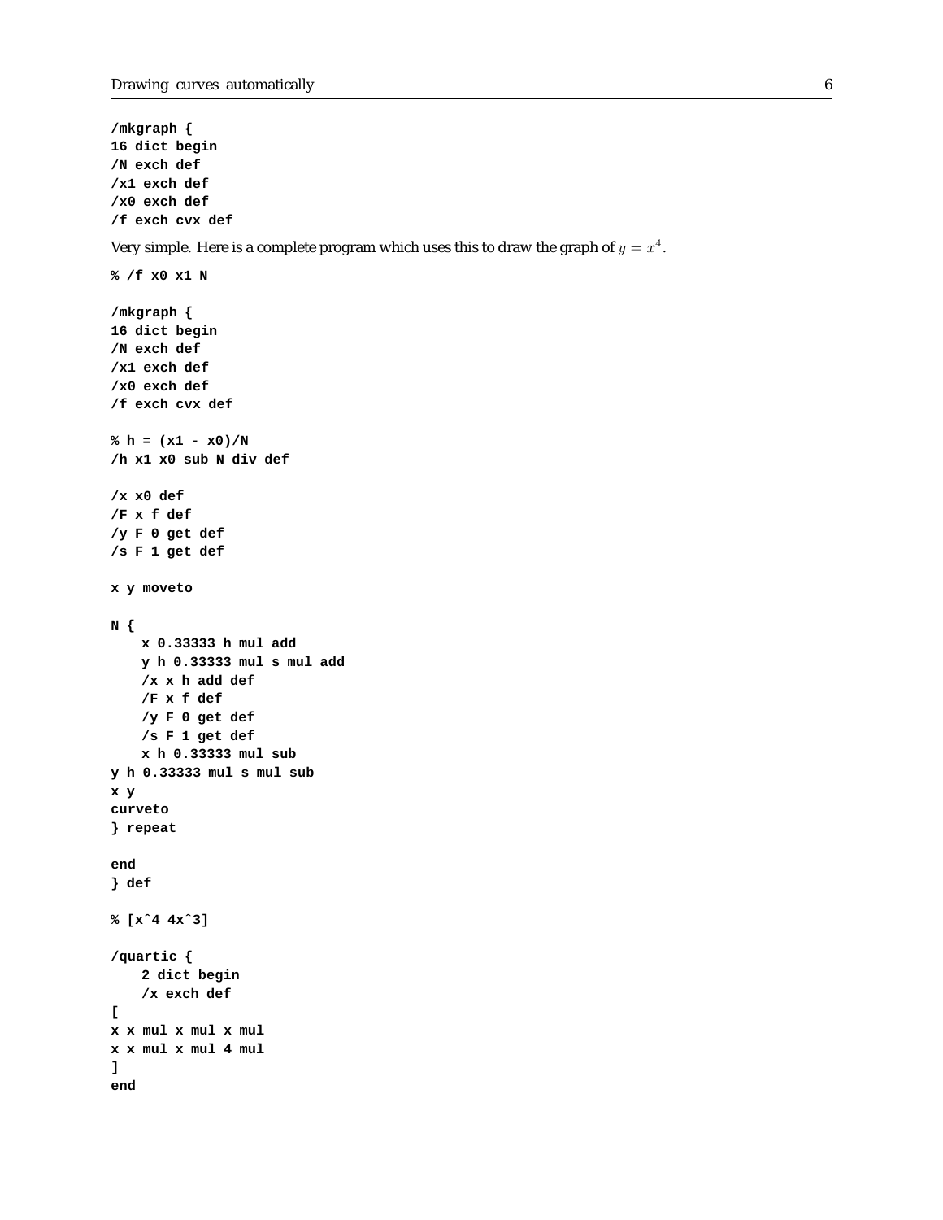```
/mkgraph {
16 dict begin
/N exch def
/x1 exch def
/x0 exch def
/f exch cvx def
```

Very simple. Here is a complete program which uses this to draw the graph of $y = x^4$.

```
% /f x0 x1 N

/mkgraph {
16 dict begin
/N exch def
/x1 exch def
/x0 exch def
/f exch cvx def

% h = (x1 - x0)/N
/h x1 x0 sub N div def

/x x0 def
/F x f def
/y F 0 get def
/s F 1 get def

x y moveto

N {
    x 0.33333 h mul add
    y h 0.33333 mul s mul add
    /x x h add def
    /F x f def
    /y F 0 get def
    /s F 1 get def
    x h 0.33333 mul sub
y h 0.33333 mul s mul sub
x y
curveto
} repeat

end
} def

% [x^4 4x^3]

/quartic {
    2 dict begin
    /x exch def
[
x x mul x mul x mul
x x mul x mul 4 mul
]
end
```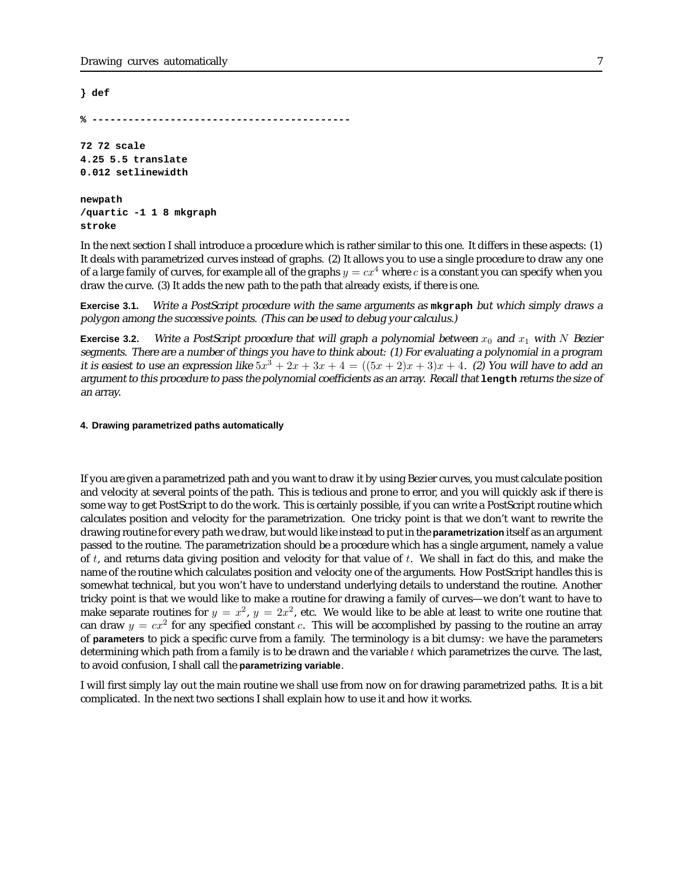```
} def

% ------------------------------------------

72 72 scale
4.25 5.5 translate
0.012 setlinewidth

newpath
/quartic -1 1 8 mkgraph
stroke
```

In the next section I shall introduce a procedure which is rather similar to this one. It differs in these aspects: (1) It deals with parametrized curves instead of graphs. (2) It allows you to use a single procedure to draw any one of a large family of curves, for example all of the graphs $y = cx^4$ where $c$ is a constant you can specify when you draw the curve. (3) It adds the new path to the path that already exists, if there is one.

**Exercise 3.1.** *Write a PostScript procedure with the same arguments as* **mkgraph** *but which simply draws a polygon among the successive points. (This can be used to debug your calculus.)*

**Exercise 3.2.** *Write a PostScript procedure that will graph a polynomial between $x_0$ and $x_1$ with $N$ Bezier segments. There are a number of things you have to think about: (1) For evaluating a polynomial in a program it is easiest to use an expression like $5x^3 + 2x + 3x + 4 = ((5x + 2)x + 3)x + 4$. (2) You will have to add an argument to this procedure to pass the polynomial coefficients as an array. Recall that* **length** *returns the size of an array.*

#### 4. Drawing parametrized paths automatically

If you are given a parametrized path and you want to draw it by using Bezier curves, you must calculate position and velocity at several points of the path. This is tedious and prone to error, and you will quickly ask if there is some way to get PostScript to do the work. This is certainly possible, if you can write a PostScript routine which calculates position and velocity for the parametrization. One tricky point is that we don't want to rewrite the drawing routine for every path we draw, but would like instead to put in the **parametrization** itself as an argument passed to the routine. The parametrization should be a procedure which has a single argument, namely a value of $t$, and returns data giving position and velocity for that value of $t$. We shall in fact do this, and make the name of the routine which calculates position and velocity one of the arguments. How PostScript handles this is somewhat technical, but you won't have to understand underlying details to understand the routine. Another tricky point is that we would like to make a routine for drawing a family of curves—we don't want to have to make separate routines for $y = x^2$, $y = 2x^2$, etc. We would like to be able at least to write one routine that can draw $y = cx^2$ for any specified constant $c$. This will be accomplished by passing to the routine an array of **parameters** to pick a specific curve from a family. The terminology is a bit clumsy: we have the parameters determining which path from a family is to be drawn and the variable $t$ which parametrizes the curve. The last, to avoid confusion, I shall call the **parametrizing variable**.

I will first simply lay out the main routine we shall use from now on for drawing parametrized paths. It is a bit complicated. In the next two sections I shall explain how to use it and how it works.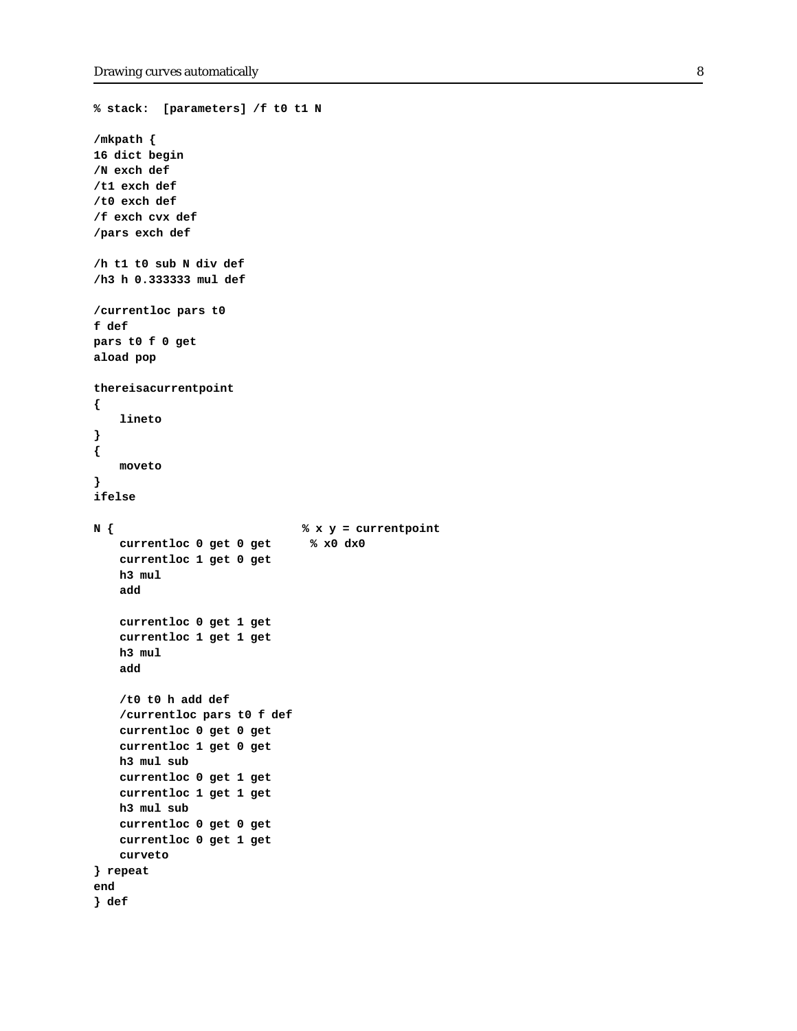```
% stack:  [parameters] /f t0 t1 N

/mkpath {
16 dict begin
/N exch def
/t1 exch def
/t0 exch def
/f exch cvx def
/pars exch def

/h t1 t0 sub N div def
/h3 h 0.333333 mul def

/currentloc pars t0
f def
pars t0 f 0 get
aload pop

thereisacurrentpoint
{
    lineto
}
{
    moveto
}
ifelse

N {                             % x y = currentpoint
    currentloc 0 get 0 get      % x0 dx0
    currentloc 1 get 0 get
    h3 mul
    add

    currentloc 0 get 1 get
    currentloc 1 get 1 get
    h3 mul
    add

    /t0 t0 h add def
    /currentloc pars t0 f def
    currentloc 0 get 0 get
    currentloc 1 get 0 get
    h3 mul sub
    currentloc 0 get 1 get
    currentloc 1 get 1 get
    h3 mul sub
    currentloc 0 get 0 get
    currentloc 0 get 1 get
    curveto
} repeat
end
} def
```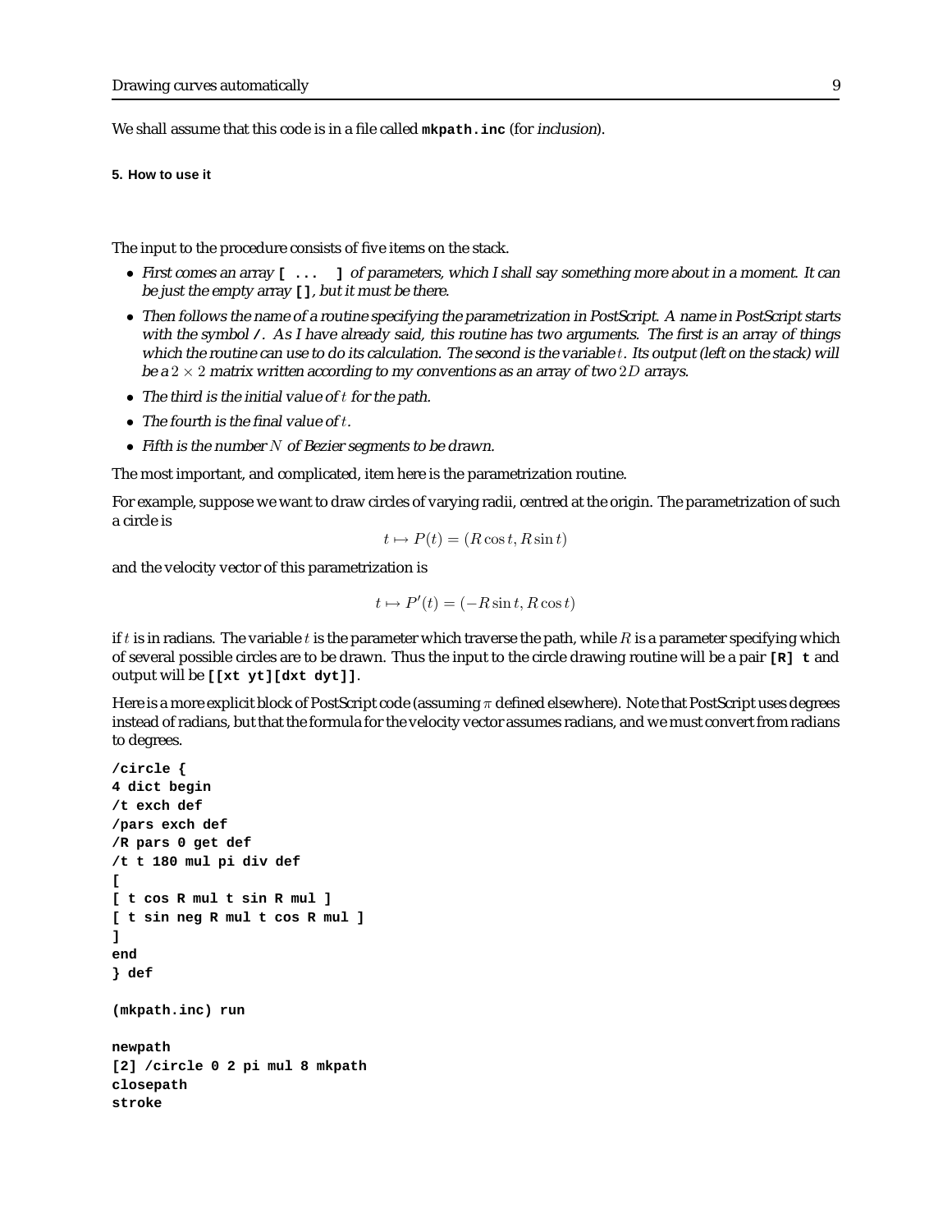We shall assume that this code is in a file called **mkpath.inc** (for *inclusion*).

#### 5. How to use it

The input to the procedure consists of five items on the stack.

- *First comes an array* **[ ... ]** *of parameters, which I shall say something more about in a moment. It can be just the empty array* **[]***, but it must be there.*
- *Then follows the name of a routine specifying the parametrization in PostScript. A name in PostScript starts with the symbol* **/***. As I have already said, this routine has two arguments. The first is an array of things which the routine can use to do its calculation. The second is the variable $t$. Its output (left on the stack) will be a $2 \times 2$ matrix written according to my conventions as an array of two $2D$ arrays.*
- *The third is the initial value of $t$ for the path.*
- *The fourth is the final value of $t$.*
- *Fifth is the number $N$ of Bezier segments to be drawn.*

The most important, and complicated, item here is the parametrization routine.

For example, suppose we want to draw circles of varying radii, centred at the origin. The parametrization of such a circle is

$$t \mapsto P(t) = (R\cos t, R\sin t)$$

and the velocity vector of this parametrization is

$$t \mapsto P'(t) = (-R\sin t, R\cos t)$$

if $t$ is in radians. The variable $t$ is the parameter which traverse the path, while $R$ is a parameter specifying which of several possible circles are to be drawn. Thus the input to the circle drawing routine will be a pair **[R] t** and output will be **[[xt yt][dxt dyt]]**.

Here is a more explicit block of PostScript code (assuming $\pi$ defined elsewhere). Note that PostScript uses degrees instead of radians, but that the formula for the velocity vector assumes radians, and we must convert from radians to degrees.

```
/circle {
4 dict begin
/t exch def
/pars exch def
/R pars 0 get def
/t t 180 mul pi div def
[
[ t cos R mul t sin R mul ]
[ t sin neg R mul t cos R mul ]
]
end
} def

(mkpath.inc) run

newpath
[2] /circle 0 2 pi mul 8 mkpath
closepath
stroke
```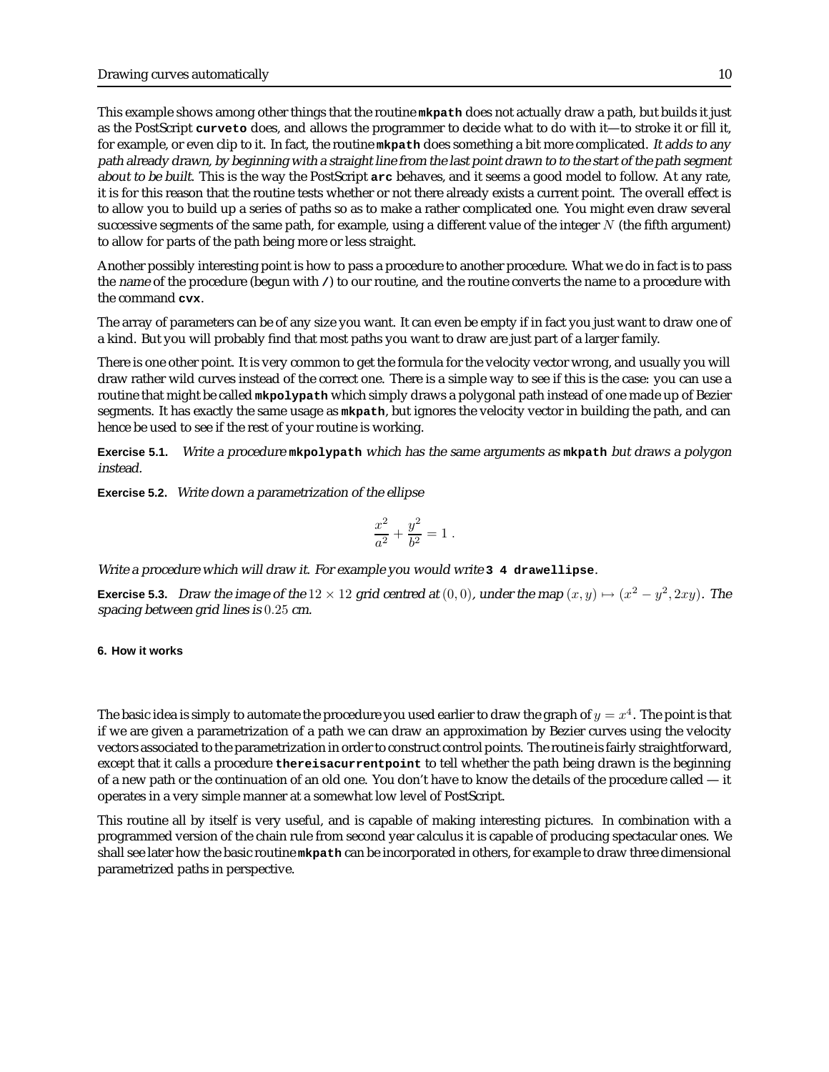This example shows among other things that the routine **mkpath** does not actually draw a path, but builds it just as the PostScript **curveto** does, and allows the programmer to decide what to do with it—to stroke it or fill it, for example, or even clip to it. In fact, the routine **mkpath** does something a bit more complicated. *It adds to any path already drawn, by beginning with a straight line from the last point drawn to to the start of the path segment about to be built.* This is the way the PostScript **arc** behaves, and it seems a good model to follow. At any rate, it is for this reason that the routine tests whether or not there already exists a current point. The overall effect is to allow you to build up a series of paths so as to make a rather complicated one. You might even draw several successive segments of the same path, for example, using a different value of the integer $N$ (the fifth argument) to allow for parts of the path being more or less straight.

Another possibly interesting point is how to pass a procedure to another procedure. What we do in fact is to pass the *name* of the procedure (begun with **/**) to our routine, and the routine converts the name to a procedure with the command **cvx**.

The array of parameters can be of any size you want. It can even be empty if in fact you just want to draw one of a kind. But you will probably find that most paths you want to draw are just part of a larger family.

There is one other point. It is very common to get the formula for the velocity vector wrong, and usually you will draw rather wild curves instead of the correct one. There is a simple way to see if this is the case: you can use a routine that might be called **mkpolypath** which simply draws a polygonal path instead of one made up of Bezier segments. It has exactly the same usage as **mkpath**, but ignores the velocity vector in building the path, and can hence be used to see if the rest of your routine is working.

**Exercise 5.1.** *Write a procedure* **mkpolypath** *which has the same arguments as* **mkpath** *but draws a polygon instead.*

**Exercise 5.2.** *Write down a parametrization of the ellipse*

$$\frac{x^2}{a^2} + \frac{y^2}{b^2} = 1 \; .$$

*Write a procedure which will draw it. For example you would write* **3 4 drawellipse**.

**Exercise 5.3.** *Draw the image of the* $12 \times 12$ *grid centred at* $(0,0)$*, under the map* $(x,y) \mapsto (x^2 - y^2, 2xy)$*. The spacing between grid lines is* $0.25$ *cm.*

#### 6. How it works

The basic idea is simply to automate the procedure you used earlier to draw the graph of $y = x^4$. The point is that if we are given a parametrization of a path we can draw an approximation by Bezier curves using the velocity vectors associated to the parametrization in order to construct control points. The routine is fairly straightforward, except that it calls a procedure **thereisacurrentpoint** to tell whether the path being drawn is the beginning of a new path or the continuation of an old one. You don't have to know the details of the procedure called — it operates in a very simple manner at a somewhat low level of PostScript.

This routine all by itself is very useful, and is capable of making interesting pictures. In combination with a programmed version of the chain rule from second year calculus it is capable of producing spectacular ones. We shall see later how the basic routine **mkpath** can be incorporated in others, for example to draw three dimensional parametrized paths in perspective.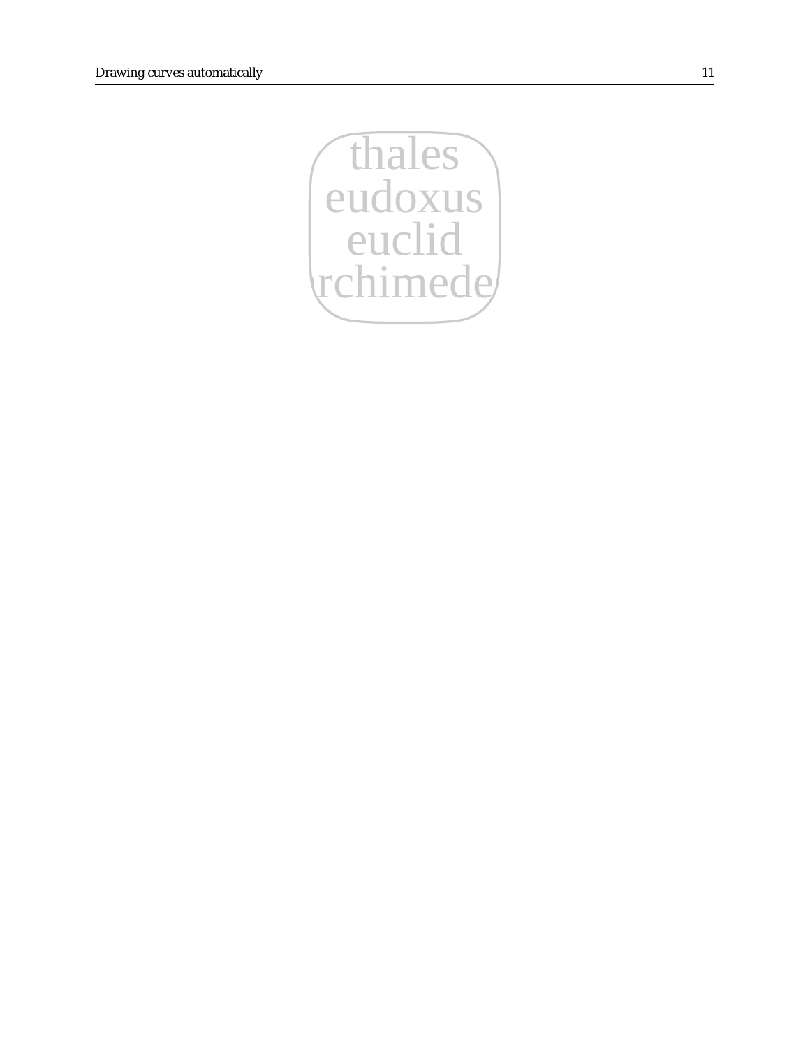thales

eudoxus

euclid

rchimede